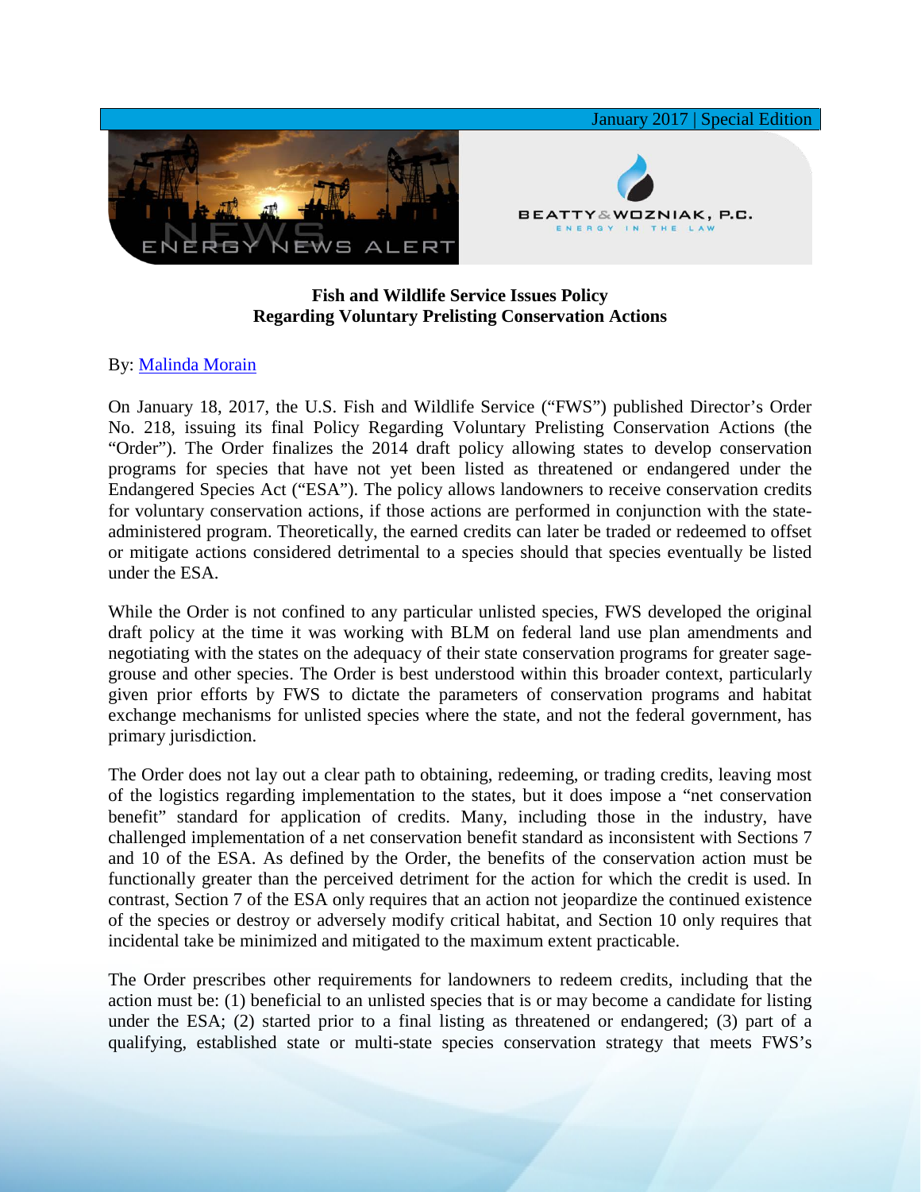January 2017 | Special Edition

ENERGY NEWS ALERT

BEATTY & WOZNIAK, P.C.
ENERGY IN THE LAW

**Fish and Wildlife Service Issues Policy Regarding Voluntary Prelisting Conservation Actions**

By: [Malinda Morain]()

On January 18, 2017, the U.S. Fish and Wildlife Service ("FWS") published Director's Order No. 218, issuing its final Policy Regarding Voluntary Prelisting Conservation Actions (the "Order"). The Order finalizes the 2014 draft policy allowing states to develop conservation programs for species that have not yet been listed as threatened or endangered under the Endangered Species Act ("ESA"). The policy allows landowners to receive conservation credits for voluntary conservation actions, if those actions are performed in conjunction with the state-administered program. Theoretically, the earned credits can later be traded or redeemed to offset or mitigate actions considered detrimental to a species should that species eventually be listed under the ESA.

While the Order is not confined to any particular unlisted species, FWS developed the original draft policy at the time it was working with BLM on federal land use plan amendments and negotiating with the states on the adequacy of their state conservation programs for greater sage-grouse and other species. The Order is best understood within this broader context, particularly given prior efforts by FWS to dictate the parameters of conservation programs and habitat exchange mechanisms for unlisted species where the state, and not the federal government, has primary jurisdiction.

The Order does not lay out a clear path to obtaining, redeeming, or trading credits, leaving most of the logistics regarding implementation to the states, but it does impose a "net conservation benefit" standard for application of credits. Many, including those in the industry, have challenged implementation of a net conservation benefit standard as inconsistent with Sections 7 and 10 of the ESA. As defined by the Order, the benefits of the conservation action must be functionally greater than the perceived detriment for the action for which the credit is used. In contrast, Section 7 of the ESA only requires that an action not jeopardize the continued existence of the species or destroy or adversely modify critical habitat, and Section 10 only requires that incidental take be minimized and mitigated to the maximum extent practicable.

The Order prescribes other requirements for landowners to redeem credits, including that the action must be: (1) beneficial to an unlisted species that is or may become a candidate for listing under the ESA; (2) started prior to a final listing as threatened or endangered; (3) part of a qualifying, established state or multi-state species conservation strategy that meets FWS's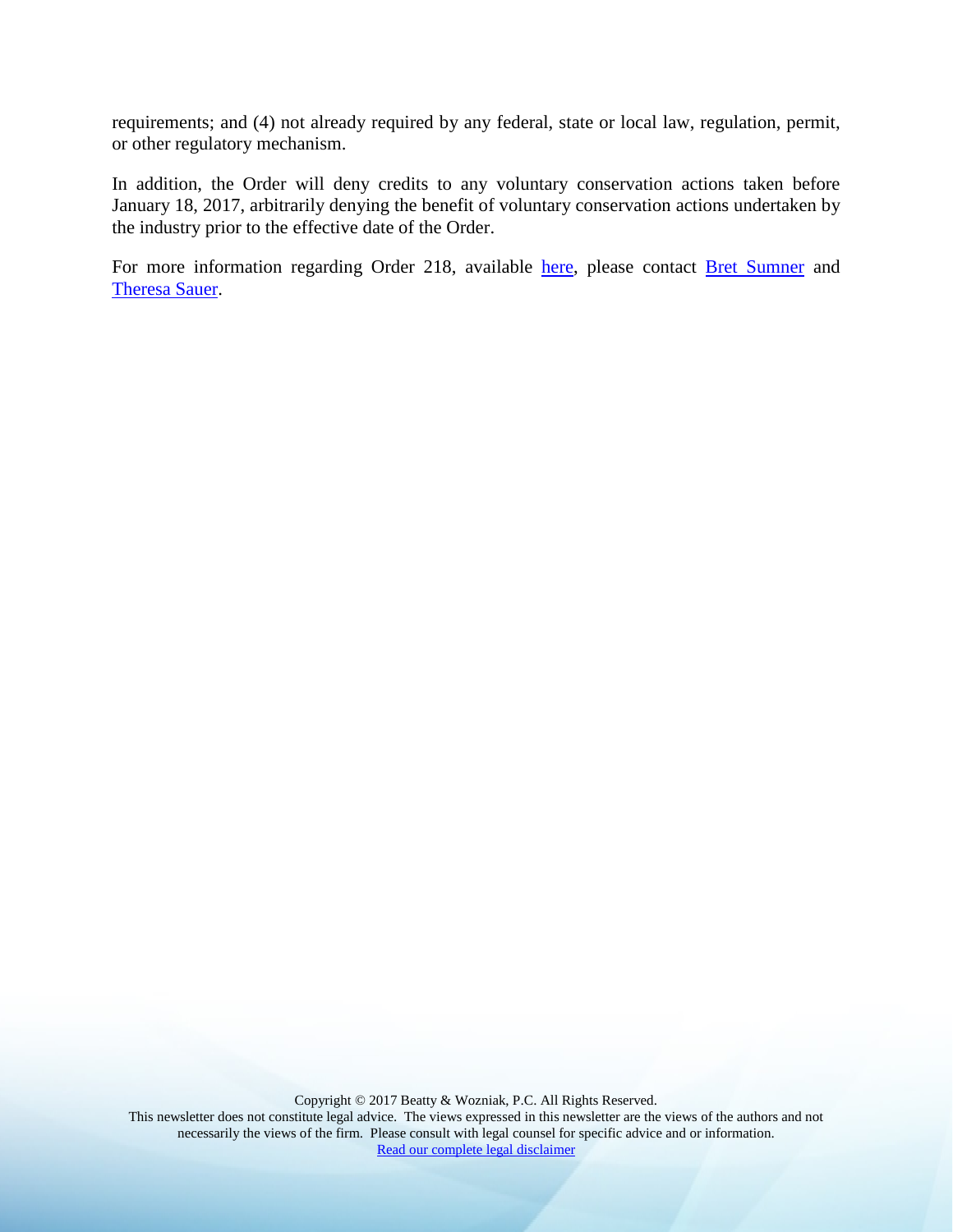requirements; and (4) not already required by any federal, state or local law, regulation, permit, or other regulatory mechanism.

In addition, the Order will deny credits to any voluntary conservation actions taken before January 18, 2017, arbitrarily denying the benefit of voluntary conservation actions undertaken by the industry prior to the effective date of the Order.

For more information regarding Order 218, available here, please contact Bret Sumner and Theresa Sauer.

Copyright © 2017 Beatty & Wozniak, P.C. All Rights Reserved.
This newsletter does not constitute legal advice. The views expressed in this newsletter are the views of the authors and not necessarily the views of the firm. Please consult with legal counsel for specific advice and or information.
Read our complete legal disclaimer